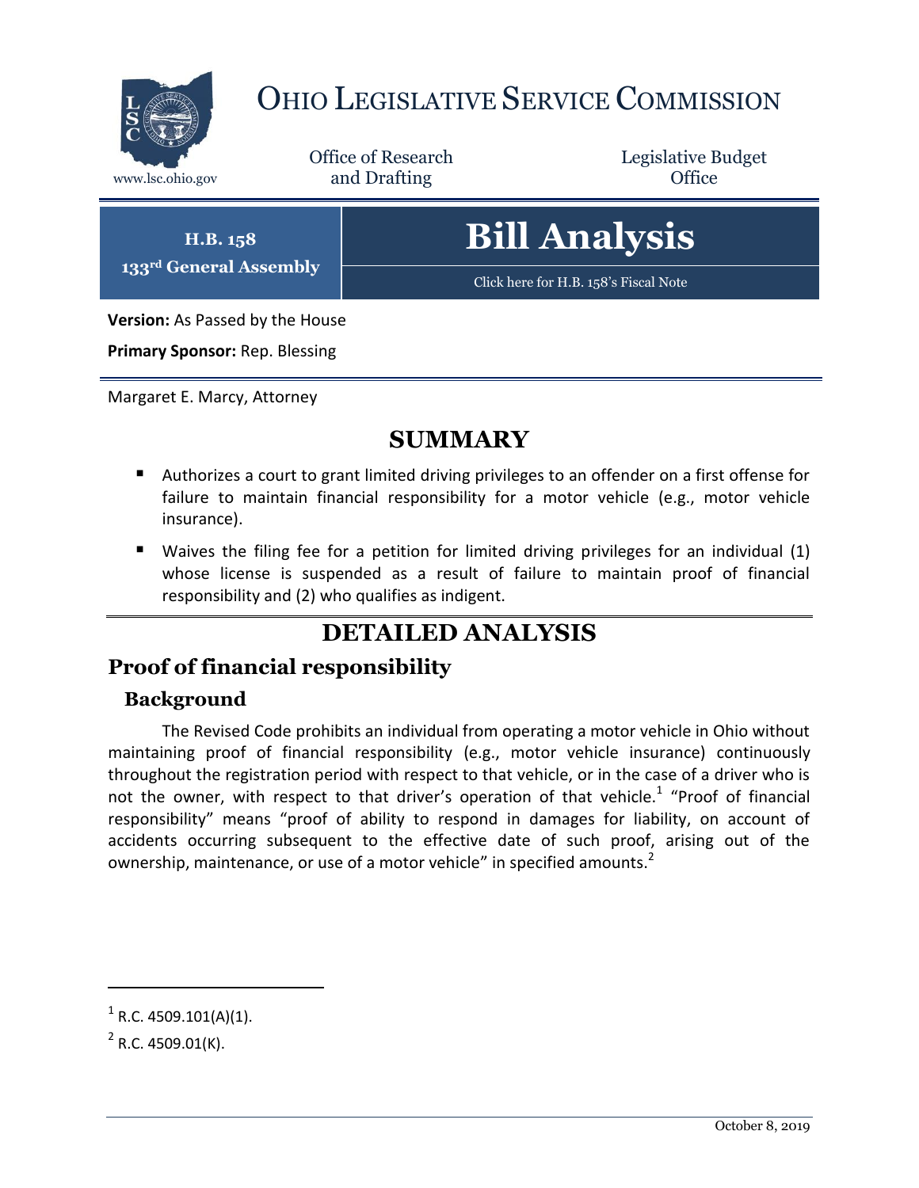# OHIO LEGISLATIVE SERVICE COMMISSION

www.lsc.ohio.gov

Office of Research and Drafting

Legislative Budget Office

**H.B. 158**
**133rd General Assembly**

# Bill Analysis

Click here for H.B. 158's Fiscal Note

**Version:** As Passed by the House

**Primary Sponsor:** Rep. Blessing

Margaret E. Marcy, Attorney

## SUMMARY

- Authorizes a court to grant limited driving privileges to an offender on a first offense for failure to maintain financial responsibility for a motor vehicle (e.g., motor vehicle insurance).
- Waives the filing fee for a petition for limited driving privileges for an individual (1) whose license is suspended as a result of failure to maintain proof of financial responsibility and (2) who qualifies as indigent.

## DETAILED ANALYSIS

## Proof of financial responsibility

### Background

The Revised Code prohibits an individual from operating a motor vehicle in Ohio without maintaining proof of financial responsibility (e.g., motor vehicle insurance) continuously throughout the registration period with respect to that vehicle, or in the case of a driver who is not the owner, with respect to that driver's operation of that vehicle.[1] "Proof of financial responsibility" means "proof of ability to respond in damages for liability, on account of accidents occurring subsequent to the effective date of such proof, arising out of the ownership, maintenance, or use of a motor vehicle" in specified amounts.[2]

---

[1] R.C. 4509.101(A)(1).

[2] R.C. 4509.01(K).

October 8, 2019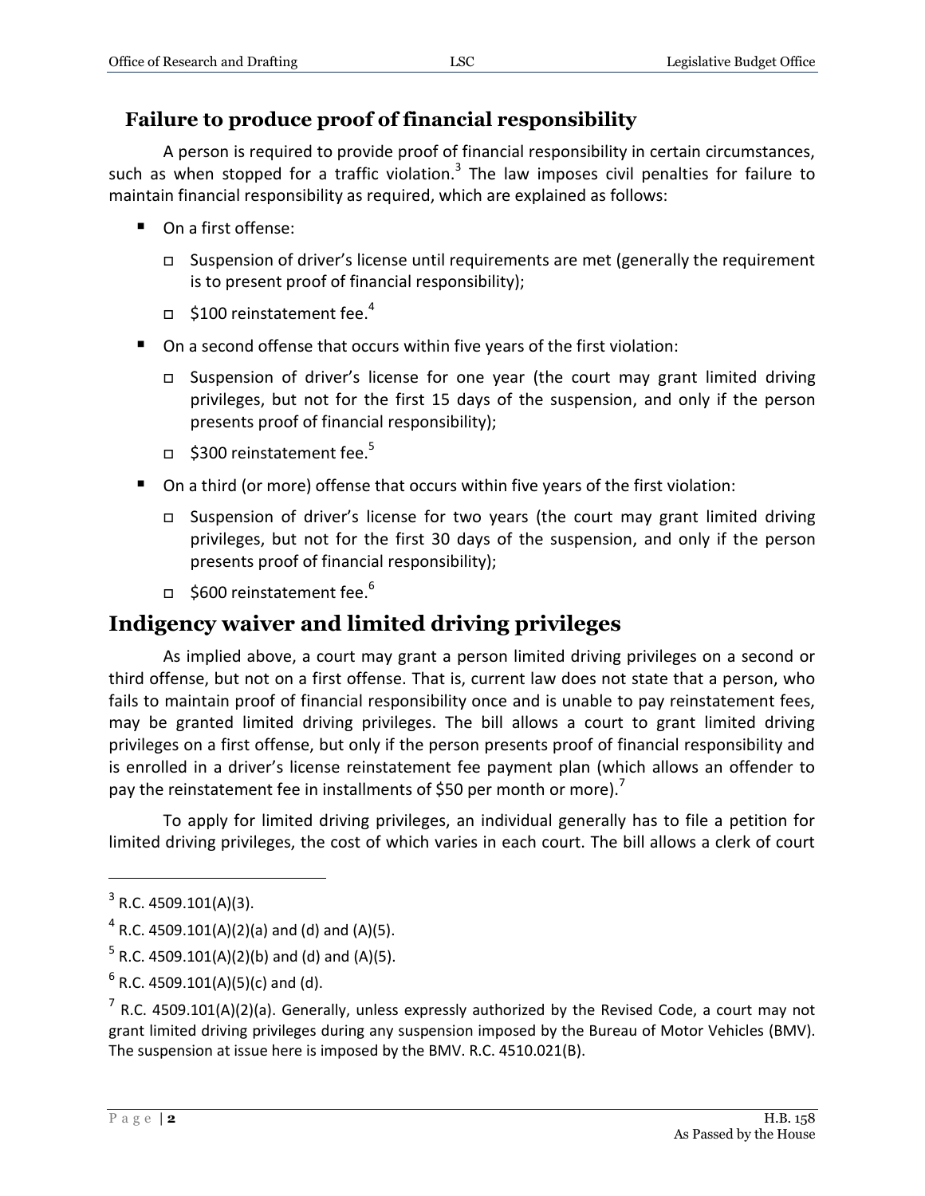## Failure to produce proof of financial responsibility

A person is required to provide proof of financial responsibility in certain circumstances, such as when stopped for a traffic violation.[3] The law imposes civil penalties for failure to maintain financial responsibility as required, which are explained as follows:

- On a first offense:
  - Suspension of driver's license until requirements are met (generally the requirement is to present proof of financial responsibility);
  - $100 reinstatement fee.[4]
- On a second offense that occurs within five years of the first violation:
  - Suspension of driver's license for one year (the court may grant limited driving privileges, but not for the first 15 days of the suspension, and only if the person presents proof of financial responsibility);
  - $300 reinstatement fee.[5]
- On a third (or more) offense that occurs within five years of the first violation:
  - Suspension of driver's license for two years (the court may grant limited driving privileges, but not for the first 30 days of the suspension, and only if the person presents proof of financial responsibility);
  - $600 reinstatement fee.[6]

# Indigency waiver and limited driving privileges

As implied above, a court may grant a person limited driving privileges on a second or third offense, but not on a first offense. That is, current law does not state that a person, who fails to maintain proof of financial responsibility once and is unable to pay reinstatement fees, may be granted limited driving privileges. The bill allows a court to grant limited driving privileges on a first offense, but only if the person presents proof of financial responsibility and is enrolled in a driver's license reinstatement fee payment plan (which allows an offender to pay the reinstatement fee in installments of $50 per month or more).[7]

To apply for limited driving privileges, an individual generally has to file a petition for limited driving privileges, the cost of which varies in each court. The bill allows a clerk of court

---

[3] R.C. 4509.101(A)(3).

[4] R.C. 4509.101(A)(2)(a) and (d) and (A)(5).

[5] R.C. 4509.101(A)(2)(b) and (d) and (A)(5).

[6] R.C. 4509.101(A)(5)(c) and (d).

[7] R.C. 4509.101(A)(2)(a). Generally, unless expressly authorized by the Revised Code, a court may not grant limited driving privileges during any suspension imposed by the Bureau of Motor Vehicles (BMV). The suspension at issue here is imposed by the BMV. R.C. 4510.021(B).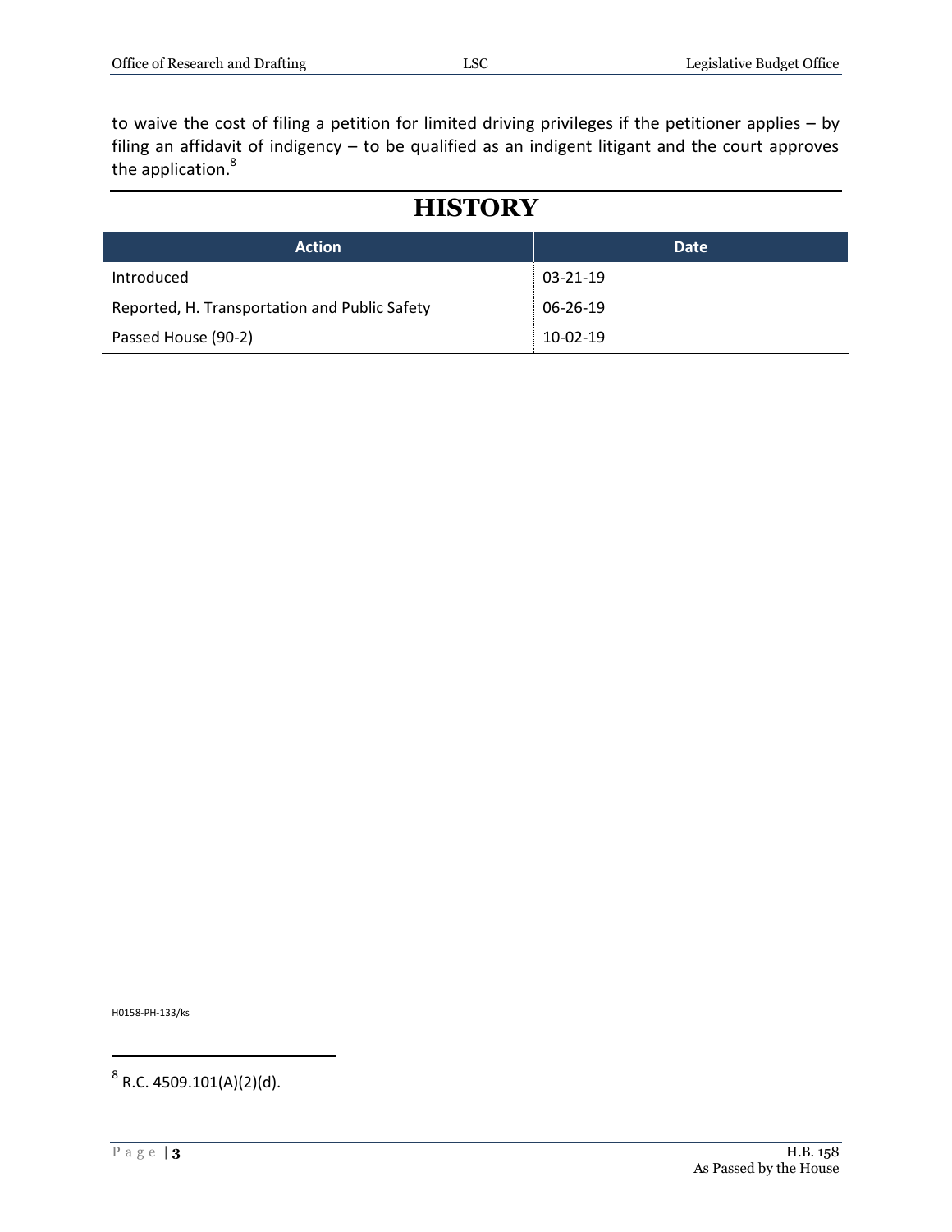to waive the cost of filing a petition for limited driving privileges if the petitioner applies – by filing an affidavit of indigency – to be qualified as an indigent litigant and the court approves the application.[8]

# HISTORY

| Action | Date |
|---|---|
| Introduced | 03-21-19 |
| Reported, H. Transportation and Public Safety | 06-26-19 |
| Passed House (90-2) | 10-02-19 |

H0158-PH-133/ks

[8] R.C. 4509.101(A)(2)(d).